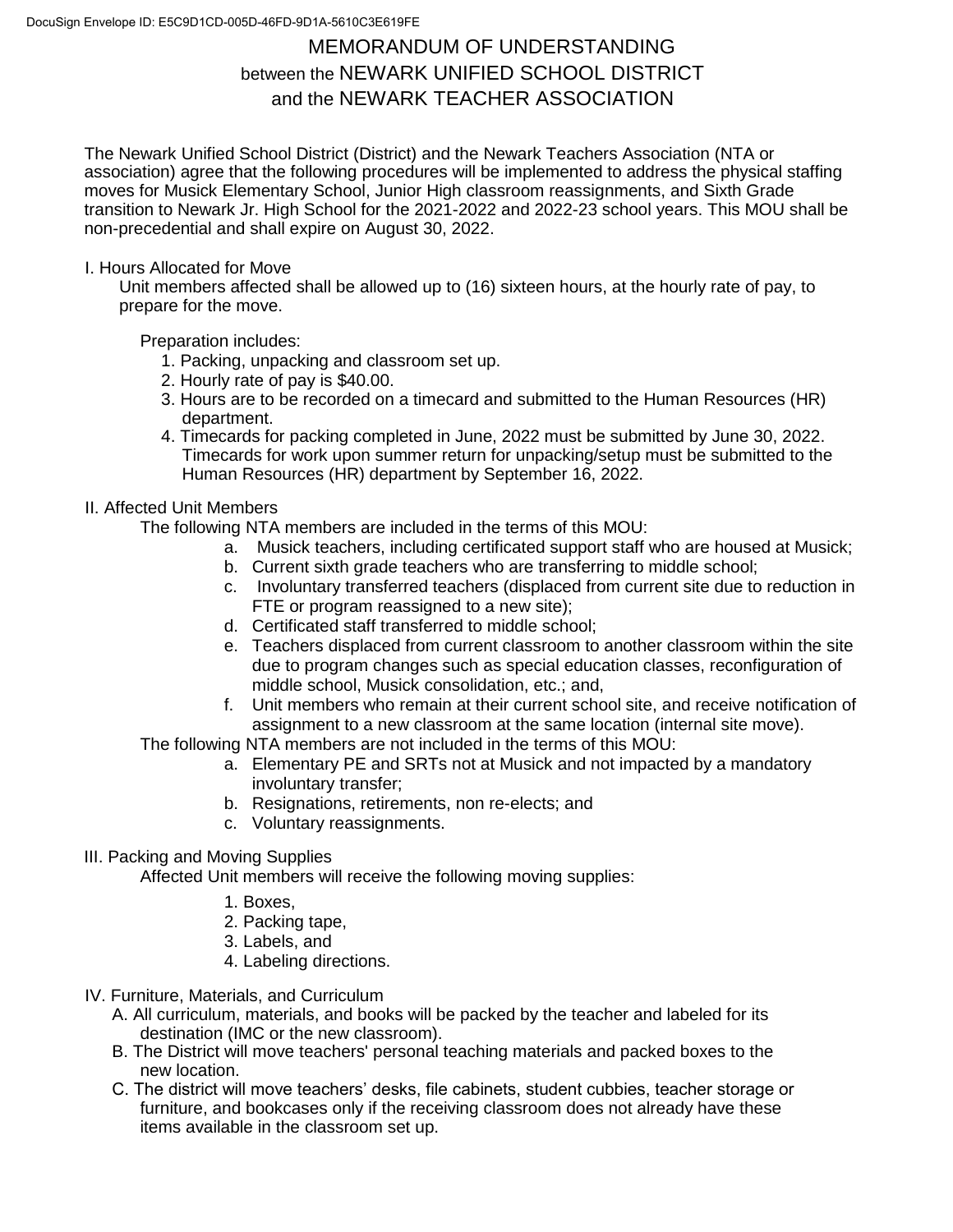# MEMORANDUM OF UNDERSTANDING
## between the NEWARK UNIFIED SCHOOL DISTRICT
## and the NEWARK TEACHER ASSOCIATION

The Newark Unified School District (District) and the Newark Teachers Association (NTA or association) agree that the following procedures will be implemented to address the physical staffing moves for Musick Elementary School, Junior High classroom reassignments, and Sixth Grade transition to Newark Jr. High School for the 2021-2022 and 2022-23 school years. This MOU shall be non-precedential and shall expire on August 30, 2022.

I. Hours Allocated for Move

Unit members affected shall be allowed up to (16) sixteen hours, at the hourly rate of pay, to prepare for the move.

Preparation includes:

1. Packing, unpacking and classroom set up.
2. Hourly rate of pay is $40.00.
3. Hours are to be recorded on a timecard and submitted to the Human Resources (HR) department.
4. Timecards for packing completed in June, 2022 must be submitted by June 30, 2022. Timecards for work upon summer return for unpacking/setup must be submitted to the Human Resources (HR) department by September 16, 2022.

II. Affected Unit Members

The following NTA members are included in the terms of this MOU:

a. Musick teachers, including certificated support staff who are housed at Musick;
b. Current sixth grade teachers who are transferring to middle school;
c. Involuntary transferred teachers (displaced from current site due to reduction in FTE or program reassigned to a new site);
d. Certificated staff transferred to middle school;
e. Teachers displaced from current classroom to another classroom within the site due to program changes such as special education classes, reconfiguration of middle school, Musick consolidation, etc.; and,
f. Unit members who remain at their current school site, and receive notification of assignment to a new classroom at the same location (internal site move).

The following NTA members are not included in the terms of this MOU:

a. Elementary PE and SRTs not at Musick and not impacted by a mandatory involuntary transfer;
b. Resignations, retirements, non re-elects; and
c. Voluntary reassignments.

III. Packing and Moving Supplies

Affected Unit members will receive the following moving supplies:

1. Boxes,
2. Packing tape,
3. Labels, and
4. Labeling directions.

IV. Furniture, Materials, and Curriculum

A. All curriculum, materials, and books will be packed by the teacher and labeled for its destination (IMC or the new classroom).

B. The District will move teachers' personal teaching materials and packed boxes to the new location.

C. The district will move teachers' desks, file cabinets, student cubbies, teacher storage or furniture, and bookcases only if the receiving classroom does not already have these items available in the classroom set up.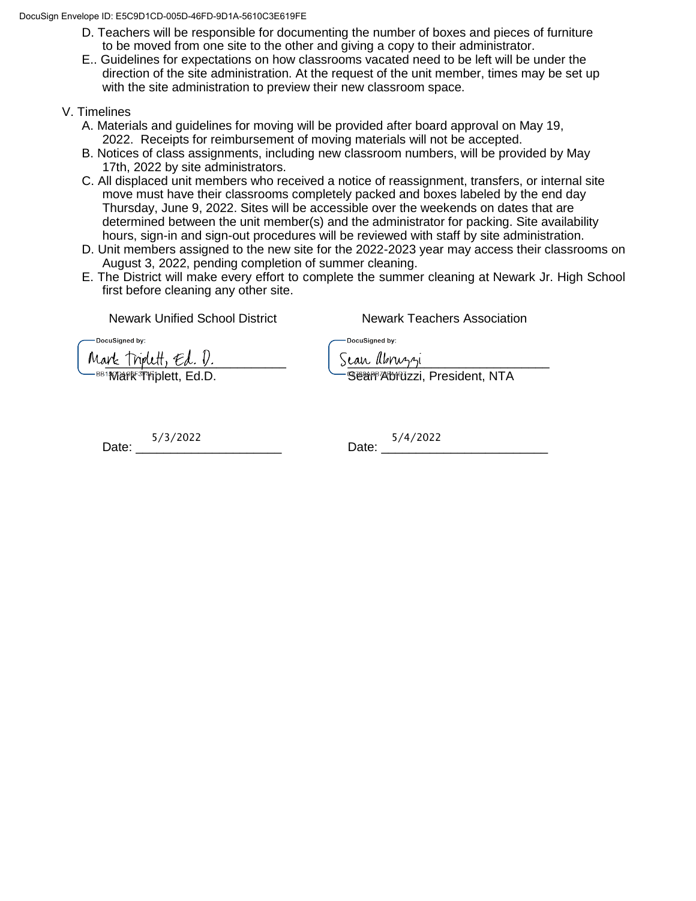D. Teachers will be responsible for documenting the number of boxes and pieces of furniture to be moved from one site to the other and giving a copy to their administrator.

E.. Guidelines for expectations on how classrooms vacated need to be left will be under the direction of the site administration. At the request of the unit member, times may be set up with the site administration to preview their new classroom space.

V. Timelines

A. Materials and guidelines for moving will be provided after board approval on May 19, 2022. Receipts for reimbursement of moving materials will not be accepted.

B. Notices of class assignments, including new classroom numbers, will be provided by May 17th, 2022 by site administrators.

C. All displaced unit members who received a notice of reassignment, transfers, or internal site move must have their classrooms completely packed and boxes labeled by the end day Thursday, June 9, 2022. Sites will be accessible over the weekends on dates that are determined between the unit member(s) and the administrator for packing. Site availability hours, sign-in and sign-out procedures will be reviewed with staff by site administration.

D. Unit members assigned to the new site for the 2022-2023 year may access their classrooms on August 3, 2022, pending completion of summer cleaning.

E. The District will make every effort to complete the summer cleaning at Newark Jr. High School first before cleaning any other site.

Newark Unified School District

DocuSigned by: Mark Triplett, Ed. D.

Mark Triplett, Ed.D.

Date: 5/3/2022

Newark Teachers Association

DocuSigned by: Sean Abruzzi

Sean Abruzzi, President, NTA

Date: 5/4/2022